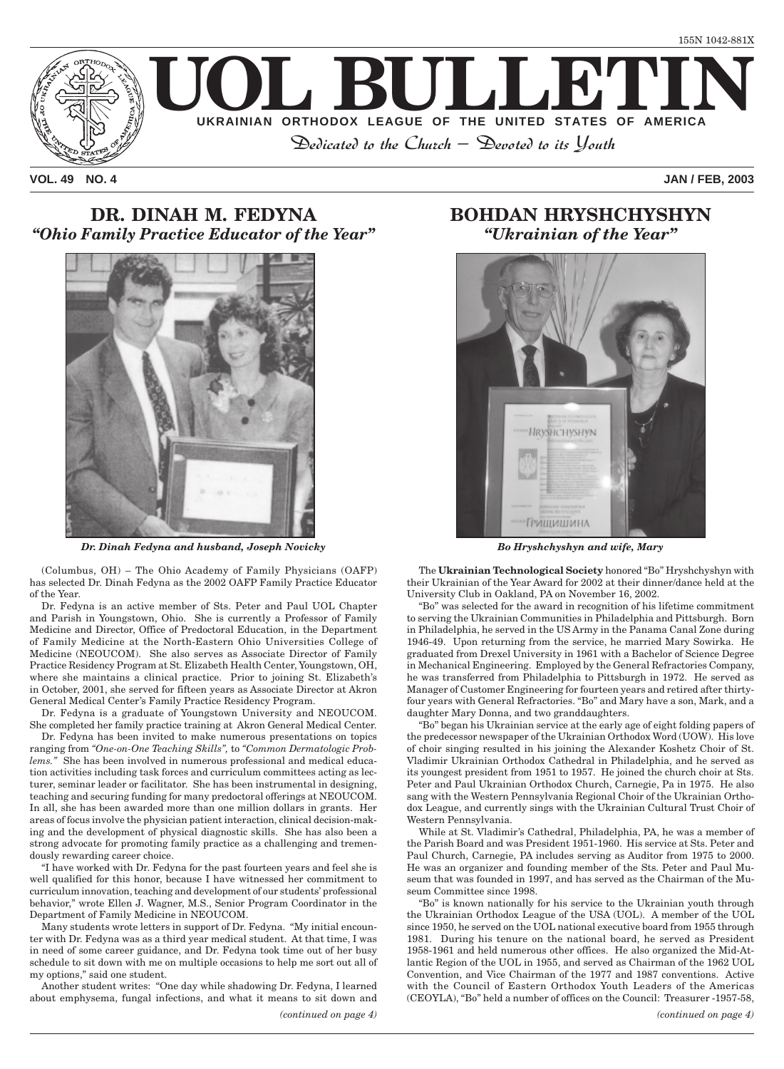155N 1042-881X

# UOL BULLETIN

**UKRAINIAN ORTHODOX LEAGUE OF THE UNITED STATES OF AMERICA**

*Dedicated to the Church – Devoted to its Youth*

**VOL. 49 NO. 4** **JAN / FEB, 2003**

## DR. DINAH M. FEDYNA
### *"Ohio Family Practice Educator of the Year"*

***Dr. Dinah Fedyna and husband, Joseph Novicky***

(Columbus, OH) – The Ohio Academy of Family Physicians (OAFP) has selected Dr. Dinah Fedyna as the 2002 OAFP Family Practice Educator of the Year.

Dr. Fedyna is an active member of Sts. Peter and Paul UOL Chapter and Parish in Youngstown, Ohio. She is currently a Professor of Family Medicine and Director, Office of Predoctoral Education, in the Department of Family Medicine at the North-Eastern Ohio Universities College of Medicine (NEOUCOM). She also serves as Associate Director of Family Practice Residency Program at St. Elizabeth Health Center, Youngstown, OH, where she maintains a clinical practice. Prior to joining St. Elizabeth's in October, 2001, she served for fifteen years as Associate Director at Akron General Medical Center's Family Practice Residency Program.

Dr. Fedyna is a graduate of Youngstown University and NEOUCOM. She completed her family practice training at Akron General Medical Center.

Dr. Fedyna has been invited to make numerous presentations on topics ranging from *"One-on-One Teaching Skills"*, to *"Common Dermatologic Problems."* She has been involved in numerous professional and medical education activities including task forces and curriculum committees acting as lecturer, seminar leader or facilitator. She has been instrumental in designing, teaching and securing funding for many predoctoral offerings at NEOUCOM. In all, she has been awarded more than one million dollars in grants. Her areas of focus involve the physician patient interaction, clinical decision-making and the development of physical diagnostic skills. She has also been a strong advocate for promoting family practice as a challenging and tremendously rewarding career choice.

"I have worked with Dr. Fedyna for the past fourteen years and feel she is well qualified for this honor, because I have witnessed her commitment to curriculum innovation, teaching and development of our students' professional behavior," wrote Ellen J. Wagner, M.S., Senior Program Coordinator in the Department of Family Medicine in NEOUCOM.

Many students wrote letters in support of Dr. Fedyna. "My initial encounter with Dr. Fedyna was as a third year medical student. At that time, I was in need of some career guidance, and Dr. Fedyna took time out of her busy schedule to sit down with me on multiple occasions to help me sort out all of my options," said one student.

Another student writes: "One day while shadowing Dr. Fedyna, I learned about emphysema, fungal infections, and what it means to sit down and

*(continued on page 4)*

## BOHDAN HRYSHCHYSHYN
### *"Ukrainian of the Year"*

***Bo Hryshchyshyn and wife, Mary***

The **Ukrainian Technological Society** honored "Bo" Hryshchyshyn with their Ukrainian of the Year Award for 2002 at their dinner/dance held at the University Club in Oakland, PA on November 16, 2002.

"Bo" was selected for the award in recognition of his lifetime commitment to serving the Ukrainian Communities in Philadelphia and Pittsburgh. Born in Philadelphia, he served in the US Army in the Panama Canal Zone during 1946-49. Upon returning from the service, he married Mary Sowirka. He graduated from Drexel University in 1961 with a Bachelor of Science Degree in Mechanical Engineering. Employed by the General Refractories Company, he was transferred from Philadelphia to Pittsburgh in 1972. He served as Manager of Customer Engineering for fourteen years and retired after thirty-four years with General Refractories. "Bo" and Mary have a son, Mark, and a daughter Mary Donna, and two granddaughters.

"Bo" began his Ukrainian service at the early age of eight folding papers of the predecessor newspaper of the Ukrainian Orthodox Word (UOW). His love of choir singing resulted in his joining the Alexander Koshetz Choir of St. Vladimir Ukrainian Orthodox Cathedral in Philadelphia, and he served as its youngest president from 1951 to 1957. He joined the church choir at Sts. Peter and Paul Ukrainian Orthodox Church, Carnegie, Pa in 1975. He also sang with the Western Pennsylvania Regional Choir of the Ukrainian Orthodox League, and currently sings with the Ukrainian Cultural Trust Choir of Western Pennsylvania.

While at St. Vladimir's Cathedral, Philadelphia, PA, he was a member of the Parish Board and was President 1951-1960. His service at Sts. Peter and Paul Church, Carnegie, PA includes serving as Auditor from 1975 to 2000. He was an organizer and founding member of the Sts. Peter and Paul Museum that was founded in 1997, and has served as the Chairman of the Museum Committee since 1998.

"Bo" is known nationally for his service to the Ukrainian youth through the Ukrainian Orthodox League of the USA (UOL). A member of the UOL since 1950, he served on the UOL national executive board from 1955 through 1981. During his tenure on the national board, he served as President 1958-1961 and held numerous other offices. He also organized the Mid-Atlantic Region of the UOL in 1955, and served as Chairman of the 1962 UOL Convention, and Vice Chairman of the 1977 and 1987 conventions. Active with the Council of Eastern Orthodox Youth Leaders of the Americas (CEOYLA), "Bo" held a number of offices on the Council: Treasurer -1957-58,

*(continued on page 4)*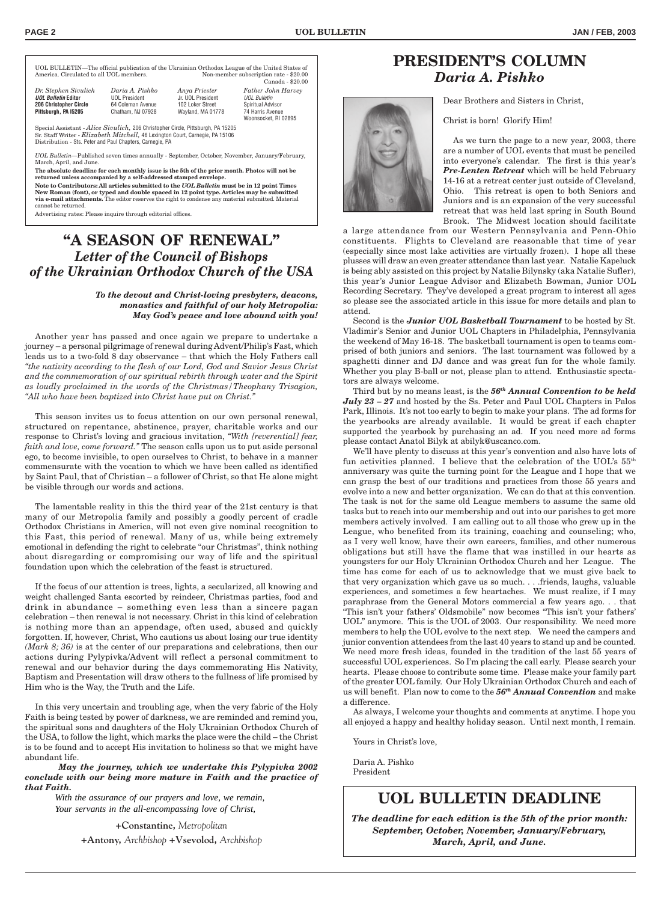UOL BULLETIN—The official publication of the Ukrainian Orthodox League of the United States of America. Circulated to all UOL members. Non-member subscription rate - $20.00 Canada - $20.00

| *Dr. Stephen Sivulich* | *Daria A. Pishko* | *Anya Priester* | *Father John Harvey* |
|---|---|---|---|
| ***UOL Bulletin* Editor** | UOL President | Jr. UOL President | *UOL Bulletin* |
| **206 Christopher Circle** | 64 Coleman Avenue | 102 Loker Street | Spiritual Advisor |
| **Pittsburgh, PA l5205** | Chatham, NJ 07928 | Wayland, MA 01778 | 74 Harris Avenue |
| | | | Woonsocket, RI 02895 |

Special Assistant - *Alice Sivulich,* 206 Christopher Circle, Pittsburgh, PA 15205
Sr. Staff Writer - *Elizabeth Mitchell,* 46 Lexington Court, Carnegie, PA 15106
Distribution - Sts. Peter and Paul Chapters, Carnegie, PA

*UOL Bulletin*—Published seven times annually - September, October, November, January/February, March, April, and June.

**The absolute deadline for each monthly issue is the 5th of the prior month. Photos will not be returned unless accompanied by a self-addressed stamped envelope.**

**Note to Contributors: All articles submitted to the *UOL Bulletin* must be in 12 point Times New Roman (font), or typed and double spaced in 12 point type. Articles may be submitted via e-mail attachments.** The editor reserves the right to condense any material submitted. Material cannot be returned.

Advertising rates: Please inquire through editorial offices.

# "A SEASON OF RENEWAL"

## *Letter of the Council of Bishops of the Ukrainian Orthodox Church of the USA*

***To the devout and Christ-loving presbyters, deacons, monastics and faithful of our holy Metropolia: May God's peace and love abound with you!***

Another year has passed and once again we prepare to undertake a journey – a personal pilgrimage of renewal during Advent/Philip's Fast, which leads us to a two-fold 8 day observance – that which the Holy Fathers call *"the nativity according to the flesh of our Lord, God and Savior Jesus Christ and the commemoration of our spiritual rebirth through water and the Spirit as loudly proclaimed in the words of the Christmas/Theophany Trisagion, "All who have been baptized into Christ have put on Christ."*

This season invites us to focus attention on our own personal renewal, structured on repentance, abstinence, prayer, charitable works and our response to Christ's loving and gracious invitation, *"With [reverential] fear, faith and love, come forward."* The season calls upon us to put aside personal ego, to become invisible, to open ourselves to Christ, to behave in a manner commensurate with the vocation to which we have been called as identified by Saint Paul, that of Christian – a follower of Christ, so that He alone might be visible through our words and actions.

The lamentable reality in this the third year of the 21st century is that many of our Metropolia family and possibly a goodly percent of cradle Orthodox Christians in America, will not even give nominal recognition to this Fast, this period of renewal. Many of us, while being extremely emotional in defending the right to celebrate "our Christmas", think nothing about disregarding or compromising our way of life and the spiritual foundation upon which the celebration of the feast is structured.

If the focus of our attention is trees, lights, a secularized, all knowing and weight challenged Santa escorted by reindeer, Christmas parties, food and drink in abundance – something even less than a sincere pagan celebration – then renewal is not necessary. Christ in this kind of celebration is nothing more than an appendage, often used, abused and quickly forgotten. If, however, Christ, Who cautions us about losing our true identity *(Mark 8; 36)* is at the center of our preparations and celebrations, then our actions during Pylypivka/Advent will reflect a personal commitment to renewal and our behavior during the days commemorating His Nativity, Baptism and Presentation will draw others to the fullness of life promised by Him who is the Way, the Truth and the Life.

In this very uncertain and troubling age, when the very fabric of the Holy Faith is being tested by power of darkness, we are reminded and remind you, the spiritual sons and daughters of the Holy Ukrainian Orthodox Church of the USA, to follow the light, which marks the place were the child – the Christ is to be found and to accept His invitation to holiness so that we might have abundant life.

***May the journey, which we undertake this Pylypivka 2002 conclude with our being more mature in Faith and the practice of that Faith.***

*With the assurance of our prayers and love, we remain,*
*Your servants in the all-encompassing love of Christ,*

**+Constantine,** *Metropolitan*

**+Antony,** *Archbishop* **+Vsevolod,** *Archbishop*

# PRESIDENT'S COLUMN

## *Daria A. Pishko*

Dear Brothers and Sisters in Christ,

Christ is born! Glorify Him!

As we turn the page to a new year, 2003, there are a number of UOL events that must be penciled into everyone's calendar. The first is this year's ***Pre-Lenten Retreat*** which will be held February 14-16 at a retreat center just outside of Cleveland, Ohio. This retreat is open to both Seniors and Juniors and is an expansion of the very successful retreat that was held last spring in South Bound Brook. The Midwest location should facilitate a large attendance from our Western Pennsylvania and Penn-Ohio constituents. Flights to Cleveland are reasonable that time of year (especially since most lake activities are virtually frozen). I hope all these plusses will draw an even greater attendance than last year. Natalie Kapeluck is being ably assisted on this project by Natalie Bilynsky (aka Natalie Sufler), this year's Junior League Advisor and Elizabeth Bowman, Junior UOL Recording Secretary. They've developed a great program to interest all ages so please see the associated article in this issue for more details and plan to attend.

Second is the ***Junior UOL Basketball Tournament*** to be hosted by St. Vladimir's Senior and Junior UOL Chapters in Philadelphia, Pennsylvania the weekend of May 16-18. The basketball tournament is open to teams comprised of both juniors and seniors. The last tournament was followed by a spaghetti dinner and DJ dance and was great fun for the whole family. Whether you play B-ball or not, please plan to attend. Enthusiastic spectators are always welcome.

Third but by no means least, is the ***56th Annual Convention to be held July 23 – 27*** and hosted by the Ss. Peter and Paul UOL Chapters in Palos Park, Illinois. It's not too early to begin to make your plans. The ad forms for the yearbooks are already available. It would be great if each chapter supported the yearbook by purchasing an ad. If you need more ad forms please contact Anatol Bilyk at abilyk@uscanco.com.

We'll have plenty to discuss at this year's convention and also have lots of fun activities planned. I believe that the celebration of the UOL's 55th anniversary was quite the turning point for the League and I hope that we can grasp the best of our traditions and practices from those 55 years and evolve into a new and better organization. We can do that at this convention. The task is not for the same old League members to assume the same old tasks but to reach into our membership and out into our parishes to get more members actively involved. I am calling out to all those who grew up in the League, who benefited from its training, coaching and counseling; who, as I very well know, have their own careers, families, and other numerous obligations but still have the flame that was instilled in our hearts as youngsters for our Holy Ukrainian Orthodox Church and her League. The time has come for each of us to acknowledge that we must give back to that very organization which gave us so much. . . .friends, laughs, valuable experiences, and sometimes a few heartaches. We must realize, if I may paraphrase from the General Motors commercial a few years ago. . . that "This isn't your fathers' Oldsmobile" now becomes "This isn't your fathers' UOL" anymore. This is the UOL of 2003. Our responsibility. We need more members to help the UOL evolve to the next step. We need the campers and junior convention attendees from the last 40 years to stand up and be counted. We need more fresh ideas, founded in the tradition of the last 55 years of successful UOL experiences. So I'm placing the call early. Please search your hearts. Please choose to contribute some time. Please make your family part of the greater UOL family. Our Holy Ukrainian Orthodox Church and each of us will benefit. Plan now to come to the ***56th Annual Convention*** and make a difference.

As always, I welcome your thoughts and comments at anytime. I hope you all enjoyed a happy and healthy holiday season. Until next month, I remain.

Yours in Christ's love,

Daria A. Pishko
President

# UOL BULLETIN DEADLINE

***The deadline for each edition is the 5th of the prior month: September, October, November, January/February, March, April, and June.***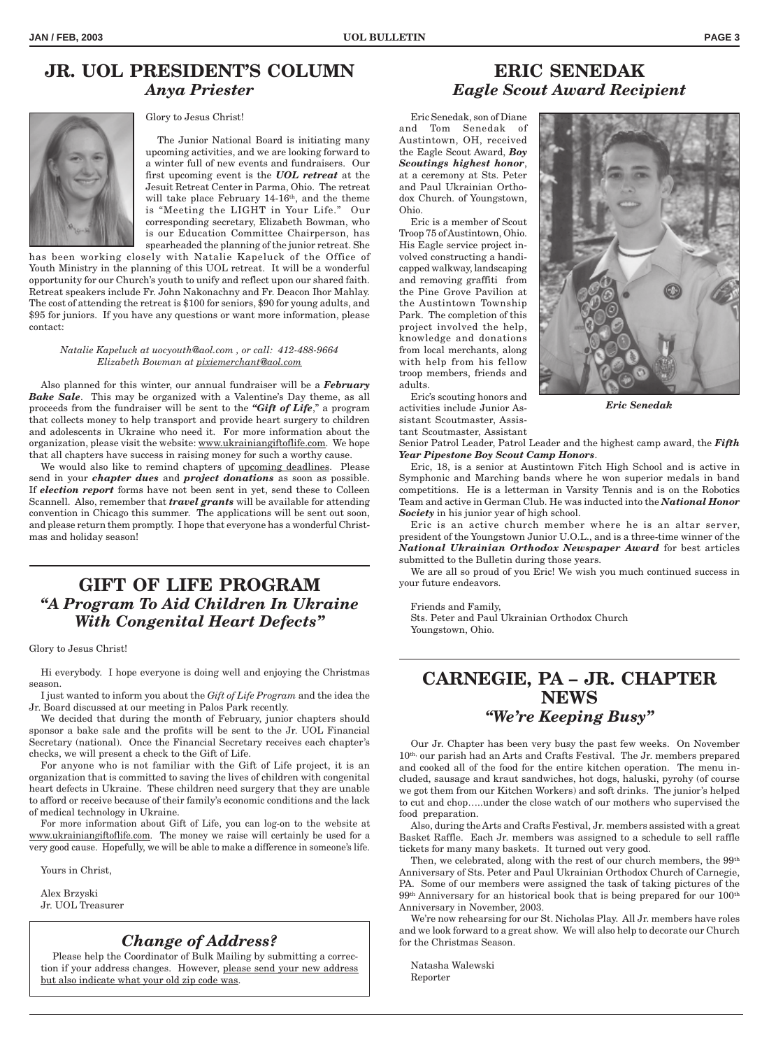## JR. UOL PRESIDENT'S COLUMN

### *Anya Priester*

Glory to Jesus Christ!

The Junior National Board is initiating many upcoming activities, and we are looking forward to a winter full of new events and fundraisers. Our first upcoming event is the ***UOL retreat*** at the Jesuit Retreat Center in Parma, Ohio. The retreat will take place February 14-16th, and the theme is "Meeting the LIGHT in Your Life." Our corresponding secretary, Elizabeth Bowman, who is our Education Committee Chairperson, has spearheaded the planning of the junior retreat. She has been working closely with Natalie Kapeluck of the Office of Youth Ministry in the planning of this UOL retreat. It will be a wonderful opportunity for our Church's youth to unify and reflect upon our shared faith. Retreat speakers include Fr. John Nakonachny and Fr. Deacon Ihor Mahlay. The cost of attending the retreat is $100 for seniors, $90 for young adults, and $95 for juniors. If you have any questions or want more information, please contact:

*Natalie Kapeluck at uocyouth@aol.com , or call: 412-488-9664*
*Elizabeth Bowman at pixiemerchant@aol.com*

Also planned for this winter, our annual fundraiser will be a ***February Bake Sale***. This may be organized with a Valentine's Day theme, as all proceeds from the fundraiser will be sent to the ***"Gift of Life***," a program that collects money to help transport and provide heart surgery to children and adolescents in Ukraine who need it. For more information about the organization, please visit the website: www.ukrainiangiftoflife.com. We hope that all chapters have success in raising money for such a worthy cause.

We would also like to remind chapters of upcoming deadlines. Please send in your ***chapter dues*** and ***project donations*** as soon as possible. If ***election report*** forms have not been sent in yet, send these to Colleen Scannell. Also, remember that ***travel grants*** will be available for attending convention in Chicago this summer. The applications will be sent out soon, and please return them promptly. I hope that everyone has a wonderful Christmas and holiday season!

## GIFT OF LIFE PROGRAM

### *"A Program To Aid Children In Ukraine With Congenital Heart Defects"*

Glory to Jesus Christ!

Hi everybody. I hope everyone is doing well and enjoying the Christmas season.

I just wanted to inform you about the *Gift of Life Program* and the idea the Jr. Board discussed at our meeting in Palos Park recently.

We decided that during the month of February, junior chapters should sponsor a bake sale and the profits will be sent to the Jr. UOL Financial Secretary (national). Once the Financial Secretary receives each chapter's checks, we will present a check to the Gift of Life.

For anyone who is not familiar with the Gift of Life project, it is an organization that is committed to saving the lives of children with congenital heart defects in Ukraine. These children need surgery that they are unable to afford or receive because of their family's economic conditions and the lack of medical technology in Ukraine.

For more information about Gift of Life, you can log-on to the website at www.ukrainiangiftoflife.com. The money we raise will certainly be used for a very good cause. Hopefully, we will be able to make a difference in someone's life.

Yours in Christ,

Alex Brzyski
Jr. UOL Treasurer

### *Change of Address?*

Please help the Coordinator of Bulk Mailing by submitting a correction if your address changes. However, please send your new address but also indicate what your old zip code was.

## ERIC SENEDAK

### *Eagle Scout Award Recipient*

Eric Senedak, son of Diane and Tom Senedak of Austintown, OH, received the Eagle Scout Award, ***Boy Scoutings highest honor***, at a ceremony at Sts. Peter and Paul Ukrainian Orthodox Church. of Youngstown, Ohio.

Eric is a member of Scout Troop 75 of Austintown, Ohio. His Eagle service project involved constructing a handicapped walkway, landscaping and removing graffiti from the Pine Grove Pavilion at the Austintown Township Park. The completion of this project involved the help, knowledge and donations from local merchants, along with help from his fellow troop members, friends and adults.

*Eric Senedak*

Eric's scouting honors and activities include Junior Assistant Scoutmaster, Assistant Scoutmaster, Assistant Senior Patrol Leader, Patrol Leader and the highest camp award, the ***Fifth Year Pipestone Boy Scout Camp Honors***.

Eric, 18, is a senior at Austintown Fitch High School and is active in Symphonic and Marching bands where he won superior medals in band competitions. He is a letterman in Varsity Tennis and is on the Robotics Team and active in German Club. He was inducted into the ***National Honor Society*** in his junior year of high school.

Eric is an active church member where he is an altar server, president of the Youngstown Junior U.O.L., and is a three-time winner of the ***National Ukrainian Orthodox Newspaper Award*** for best articles submitted to the Bulletin during those years.

We are all so proud of you Eric! We wish you much continued success in your future endeavors.

Friends and Family,
Sts. Peter and Paul Ukrainian Orthodox Church
Youngstown, Ohio.

## CARNEGIE, PA – JR. CHAPTER NEWS

### *"We're Keeping Busy"*

Our Jr. Chapter has been very busy the past few weeks. On November 10th, our parish had an Arts and Crafts Festival. The Jr. members prepared and cooked all of the food for the entire kitchen operation. The menu included, sausage and kraut sandwiches, hot dogs, haluski, pyrohy (of course we got them from our Kitchen Workers) and soft drinks. The junior's helped to cut and chop…..under the close watch of our mothers who supervised the food preparation.

Also, during the Arts and Crafts Festival, Jr. members assisted with a great Basket Raffle. Each Jr. members was assigned to a schedule to sell raffle tickets for many baskets. It turned out very good.

Then, we celebrated, along with the rest of our church members, the 99th Anniversary of Sts. Peter and Paul Ukrainian Orthodox Church of Carnegie, PA. Some of our members were assigned the task of taking pictures of the 99th Anniversary for an historical book that is being prepared for our 100th Anniversary in November, 2003.

We're now rehearsing for our St. Nicholas Play. All Jr. members have roles and we look forward to a great show. We will also help to decorate our Church for the Christmas Season.

Natasha Walewski
Reporter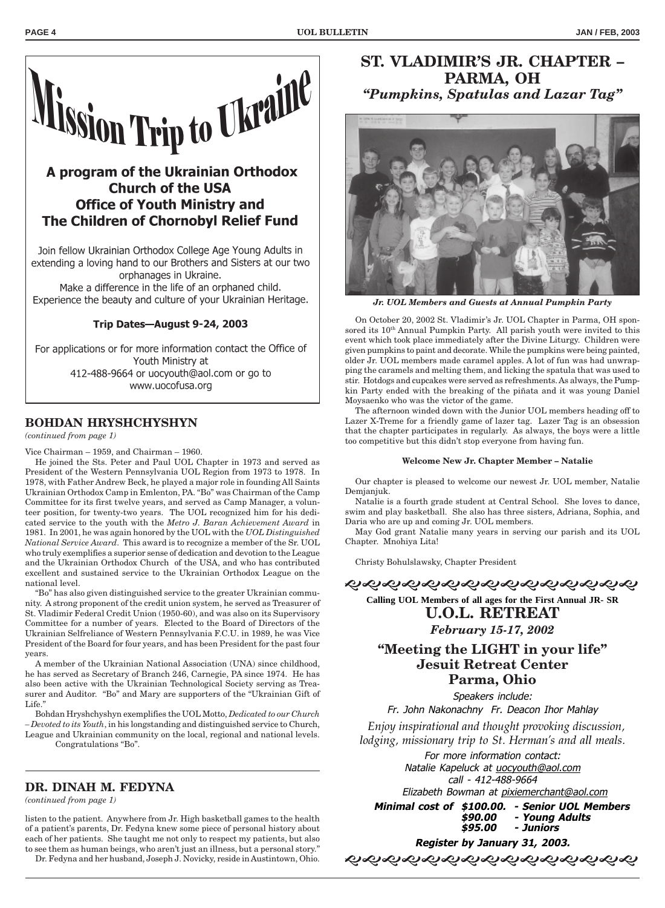# Mission Trip to Ukraine

### A program of the Ukrainian Orthodox Church of the USA Office of Youth Ministry and The Children of Chornobyl Relief Fund

Join fellow Ukrainian Orthodox College Age Young Adults in extending a loving hand to our Brothers and Sisters at our two orphanages in Ukraine.
Make a difference in the life of an orphaned child.
Experience the beauty and culture of your Ukrainian Heritage.

**Trip Dates—August 9-24, 2003**

For applications or for more information contact the Office of Youth Ministry at 412-488-9664 or uocyouth@aol.com or go to www.uocofusa.org

## BOHDAN HRYSHCHYSHYN

*(continued from page 1)*

Vice Chairman – 1959, and Chairman – 1960.

He joined the Sts. Peter and Paul UOL Chapter in 1973 and served as President of the Western Pennsylvania UOL Region from 1973 to 1978. In 1978, with Father Andrew Beck, he played a major role in founding All Saints Ukrainian Orthodox Camp in Emlenton, PA. "Bo" was Chairman of the Camp Committee for its first twelve years, and served as Camp Manager, a volunteer position, for twenty-two years. The UOL recognized him for his dedicated service to the youth with the *Metro J. Baran Achievement Award* in 1981. In 2001, he was again honored by the UOL with the *UOL Distinguished National Service Award*. This award is to recognize a member of the Sr. UOL who truly exemplifies a superior sense of dedication and devotion to the League and the Ukrainian Orthodox Church of the USA, and who has contributed excellent and sustained service to the Ukrainian Orthodox League on the national level.

"Bo" has also given distinguished service to the greater Ukrainian community. A strong proponent of the credit union system, he served as Treasurer of St. Vladimir Federal Credit Union (1950-60), and was also on its Supervisory Committee for a number of years. Elected to the Board of Directors of the Ukrainian Selfreliance of Western Pennsylvania F.C.U. in 1989, he was Vice President of the Board for four years, and has been President for the past four years.

A member of the Ukrainian National Association (UNA) since childhood, he has served as Secretary of Branch 246, Carnegie, PA since 1974. He has also been active with the Ukrainian Technological Society serving as Treasurer and Auditor. "Bo" and Mary are supporters of the "Ukrainian Gift of Life."

Bohdan Hryshchyshyn exemplifies the UOL Motto, *Dedicated to our Church – Devoted to its Youth*, in his longstanding and distinguished service to Church, League and Ukrainian community on the local, regional and national levels.

Congratulations "Bo".

## DR. DINAH M. FEDYNA

*(continued from page 1)*

listen to the patient. Anywhere from Jr. High basketball games to the health of a patient's parents, Dr. Fedyna knew some piece of personal history about each of her patients. She taught me not only to respect my patients, but also to see them as human beings, who aren't just an illness, but a personal story."

Dr. Fedyna and her husband, Joseph J. Novicky, reside in Austintown, Ohio.

## ST. VLADIMIR'S JR. CHAPTER – PARMA, OH

### *"Pumpkins, Spatulas and Lazar Tag"*

*Jr. UOL Members and Guests at Annual Pumpkin Party*

On October 20, 2002 St. Vladimir's Jr. UOL Chapter in Parma, OH sponsored its 10th Annual Pumpkin Party. All parish youth were invited to this event which took place immediately after the Divine Liturgy. Children were given pumpkins to paint and decorate. While the pumpkins were being painted, older Jr. UOL members made caramel apples. A lot of fun was had unwrapping the caramels and melting them, and licking the spatula that was used to stir. Hotdogs and cupcakes were served as refreshments. As always, the Pumpkin Party ended with the breaking of the piñata and it was young Daniel Moysaenko who was the victor of the game.

The afternoon winded down with the Junior UOL members heading off to Lazer X-Treme for a friendly game of lazer tag. Lazer Tag is an obsession that the chapter participates in regularly. As always, the boys were a little too competitive but this didn't stop everyone from having fun.

**Welcome New Jr. Chapter Member – Natalie**

Our chapter is pleased to welcome our newest Jr. UOL member, Natalie Demjanjuk.

Natalie is a fourth grade student at Central School. She loves to dance, swim and play basketball. She also has three sisters, Adriana, Sophia, and Daria who are up and coming Jr. UOL members.

May God grant Natalie many years in serving our parish and its UOL Chapter. Mnohiya Lita!

Christy Bohulslawsky, Chapter President

**Calling UOL Members of all ages for the First Annual JR- SR**

## U.O.L. RETREAT

***February 15-17, 2002***

### "Meeting the LIGHT in your life" Jesuit Retreat Center Parma, Ohio

*Speakers include:*
*Fr. John Nakonachny Fr. Deacon Ihor Mahlay*

*Enjoy inspirational and thought provoking discussion, lodging, missionary trip to St. Herman's and all meals.*

*For more information contact:*
*Natalie Kapeluck at uocyouth@aol.com*
*call - 412-488-9664*
*Elizabeth Bowman at pixiemerchant@aol.com*

***Minimal cost of $100.00. - Senior UOL Members***
***$90.00 - Young Adults***
***$95.00 - Juniors***

***Register by January 31, 2003.***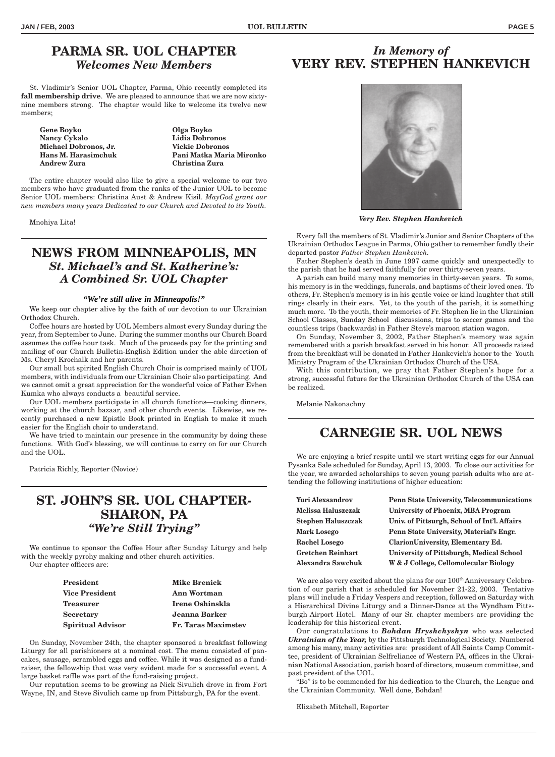# PARMA SR. UOL CHAPTER

## *Welcomes New Members*

St. Vladimir's Senior UOL Chapter, Parma, Ohio recently completed its **fall membership drive**. We are pleased to announce that we are now sixty-nine members strong. The chapter would like to welcome its twelve new members;

| | |
|---|---|
| **Gene Boyko** | **Olga Boyko** |
| **Nancy Cykalo** | **Lidia Dobronos** |
| **Michael Dobronos, Jr.** | **Vickie Dobronos** |
| **Hans M. Harasimchuk** | **Pani Matka Maria Mironko** |
| **Andrew Zura** | **Christina Zura** |

The entire chapter would also like to give a special welcome to our two members who have graduated from the ranks of the Junior UOL to become Senior UOL members: Christina Aust & Andrew Kisil. *MayGod grant our new members many years Dedicated to our Church and Devoted to its Youth.*

Mnohiya Lita!

# NEWS FROM MINNEAPOLIS, MN

## *St. Michael's and St. Katherine's: A Combined Sr. UOL Chapter*

***"We're still alive in Minneapolis!"***

We keep our chapter alive by the faith of our devotion to our Ukrainian Orthodox Church.

Coffee hours are hosted by UOL Members almost every Sunday during the year, from September to June. During the summer months our Church Board assumes the coffee hour task. Much of the proceeds pay for the printing and mailing of our Church Bulletin-English Edition under the able direction of Ms. Cheryl Krochalk and her parents.

Our small but spirited English Church Choir is comprised mainly of UOL members, with individuals from our Ukrainian Choir also participating. And we cannot omit a great appreciation for the wonderful voice of Father Evhen Kumka who always conducts a beautiful service.

Our UOL members participate in all church functions—cooking dinners, working at the church bazaar, and other church events. Likewise, we recently purchased a new Epistle Book printed in English to make it much easier for the English choir to understand.

We have tried to maintain our presence in the community by doing these functions. With God's blessing, we will continue to carry on for our Church and the UOL.

Patricia Richly, Reporter (Novice)

# ST. JOHN'S SR. UOL CHAPTER-SHARON, PA

## *"We're Still Trying"*

We continue to sponsor the Coffee Hour after Sunday Liturgy and help with the weekly pyrohy making and other church activities.

Our chapter officers are:

| | |
|---|---|
| **President** | **Mike Brenick** |
| **Vice President** | **Ann Wortman** |
| **Treasurer** | **Irene Oshinskla** |
| **Secretary** | **Jeanna Barker** |
| **Spiritual Advisor** | **Fr. Taras Maximstev** |

On Sunday, November 24th, the chapter sponsored a breakfast following Liturgy for all parishioners at a nominal cost. The menu consisted of pancakes, sausage, scrambled eggs and coffee. While it was designed as a fund-raiser, the fellowship that was very evident made for a successful event. A large basket raffle was part of the fund-raising project.

Our reputation seems to be growing as Nick Sivulich drove in from Fort Wayne, IN, and Steve Sivulich came up from Pittsburgh, PA for the event.

# *In Memory of* VERY REV. STEPHEN HANKEVICH

***Very Rev. Stephen Hankevich***

Every fall the members of St. Vladimir's Junior and Senior Chapters of the Ukrainian Orthodox League in Parma, Ohio gather to remember fondly their departed pastor *Father Stephen Hankevich.*

Father Stephen's death in June 1997 came quickly and unexpectedly to the parish that he had served faithfully for over thirty-seven years.

A parish can build many many memories in thirty-seven years. To some, his memory is in the weddings, funerals, and baptisms of their loved ones. To others, Fr. Stephen's memory is in his gentle voice or kind laughter that still rings clearly in their ears. Yet, to the youth of the parish, it is something much more. To the youth, their memories of Fr. Stephen lie in the Ukrainian School Classes, Sunday School discussions, trips to soccer games and the countless trips (backwards) in Father Steve's maroon station wagon.

On Sunday, November 3, 2002, Father Stephen's memory was again remembered with a parish breakfast served in his honor. All proceeds raised from the breakfast will be donated in Father Hankevich's honor to the Youth Ministry Program of the Ukrainian Orthodox Church of the USA.

With this contribution, we pray that Father Stephen's hope for a strong, successful future for the Ukrainian Orthodox Church of the USA can be realized.

Melanie Nakonachny

# CARNEGIE SR. UOL NEWS

We are enjoying a brief respite until we start writing eggs for our Annual Pysanka Sale scheduled for Sunday, April 13, 2003. To close our activities for the year, we awarded scholarships to seven young parish adults who are attending the following institutions of higher education:

| | |
|---|---|
| **Yuri Alexsandrov** | **Penn State University, Telecommunications** |
| **Melissa Haluszczak** | **University of Phoenix, MBA Program** |
| **Stephen Haluszczak** | **Univ. of Pittsurgh, School of Int'l. Affairs** |
| **Mark Losego** | **Penn State University, Material's Engr.** |
| **Rachel Losego** | **ClarionUniversity, Elementary Ed.** |
| **Gretchen Reinhart** | **University of Pittsburgh, Medical School** |
| **Alexandra Sawchuk** | **W & J College, Cellomolecular Biology** |

We are also very excited about the plans for our 100th Anniversary Celebration of our parish that is scheduled for November 21-22, 2003. Tentative plans will include a Friday Vespers and reception, followed on Saturday with a Hierarchical Divine Liturgy and a Dinner-Dance at the Wyndham Pittsburgh Airport Hotel. Many of our Sr. chapter members are providing the leadership for this historical event.

Our congratulations to ***Bohdan Hryshchyshyn*** who was selected ***Ukrainian of the Year,*** by the Pittsburgh Technological Society. Numbered among his many, many activities are: president of All Saints Camp Committee, president of Ukrainian Selfreliance of Western PA, offices in the Ukrainian National Association, parish board of directors, museum committee, and past president of the UOL.

"Bo" is to be commended for his dedication to the Church, the League and the Ukrainian Community. Well done, Bohdan!

Elizabeth Mitchell, Reporter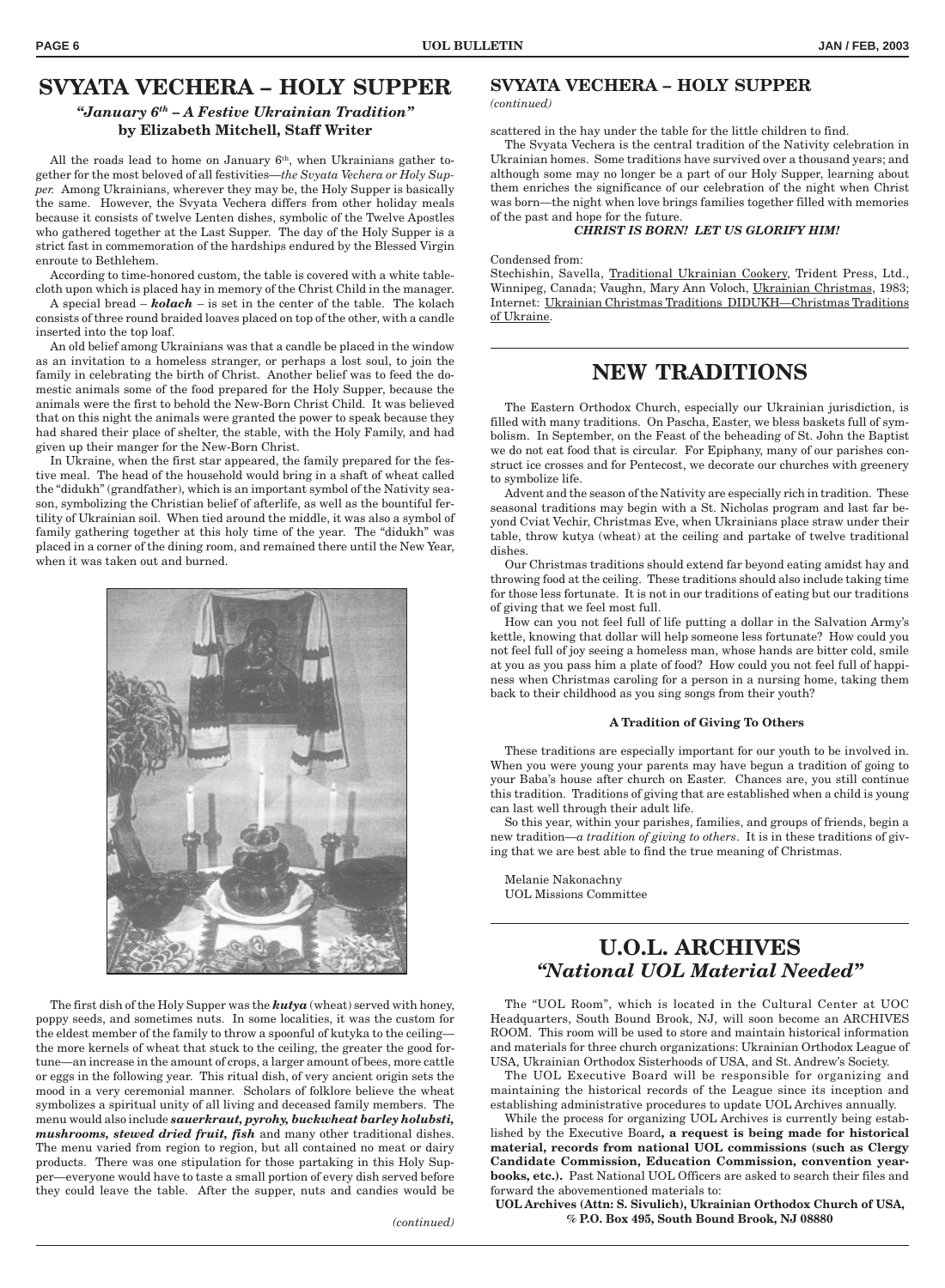# SVYATA VECHERA – HOLY SUPPER

### *"January 6th – A Festive Ukrainian Tradition"*

**by Elizabeth Mitchell, Staff Writer**

All the roads lead to home on January 6th, when Ukrainians gather together for the most beloved of all festivities—*the Svyata Vechera or Holy Supper.* Among Ukrainians, wherever they may be, the Holy Supper is basically the same. However, the Svyata Vechera differs from other holiday meals because it consists of twelve Lenten dishes, symbolic of the Twelve Apostles who gathered together at the Last Supper. The day of the Holy Supper is a strict fast in commemoration of the hardships endured by the Blessed Virgin enroute to Bethlehem.

According to time-honored custom, the table is covered with a white tablecloth upon which is placed hay in memory of the Christ Child in the manager.

A special bread – ***kolach*** – is set in the center of the table. The kolach consists of three round braided loaves placed on top of the other, with a candle inserted into the top loaf.

An old belief among Ukrainians was that a candle be placed in the window as an invitation to a homeless stranger, or perhaps a lost soul, to join the family in celebrating the birth of Christ. Another belief was to feed the domestic animals some of the food prepared for the Holy Supper, because the animals were the first to behold the New-Born Christ Child. It was believed that on this night the animals were granted the power to speak because they had shared their place of shelter, the stable, with the Holy Family, and had given up their manger for the New-Born Christ.

In Ukraine, when the first star appeared, the family prepared for the festive meal. The head of the household would bring in a shaft of wheat called the "didukh" (grandfather), which is an important symbol of the Nativity season, symbolizing the Christian belief of afterlife, as well as the bountiful fertility of Ukrainian soil. When tied around the middle, it was also a symbol of family gathering together at this holy time of the year. The "didukh" was placed in a corner of the dining room, and remained there until the New Year, when it was taken out and burned.

The first dish of the Holy Supper was the ***kutya*** (wheat) served with honey, poppy seeds, and sometimes nuts. In some localities, it was the custom for the eldest member of the family to throw a spoonful of kutyka to the ceiling—the more kernels of wheat that stuck to the ceiling, the greater the good fortune—an increase in the amount of crops, a larger amount of bees, more cattle or eggs in the following year. This ritual dish, of very ancient origin sets the mood in a very ceremonial manner. Scholars of folklore believe the wheat symbolizes a spiritual unity of all living and deceased family members. The menu would also include ***sauerkraut, pyrohy, buckwheat barley holubsti, mushrooms, stewed dried fruit, fish*** and many other traditional dishes. The menu varied from region to region, but all contained no meat or dairy products. There was one stipulation for those partaking in this Holy Supper—everyone would have to taste a small portion of every dish served before they could leave the table. After the supper, nuts and candies would be scattered in the hay under the table for the little children to find.

The Svyata Vechera is the central tradition of the Nativity celebration in Ukrainian homes. Some traditions have survived over a thousand years; and although some may no longer be a part of our Holy Supper, learning about them enriches the significance of our celebration of the night when Christ was born—the night when love brings families together filled with memories of the past and hope for the future.

***CHRIST IS BORN! LET US GLORIFY HIM!***

Condensed from:
Stechishin, Savella, Traditional Ukrainian Cookery, Trident Press, Ltd., Winnipeg, Canada; Vaughn, Mary Ann Voloch, Ukrainian Christmas, 1983; Internet: Ukrainian Christmas Traditions DIDUKH—Christmas Traditions of Ukraine.

# NEW TRADITIONS

The Eastern Orthodox Church, especially our Ukrainian jurisdiction, is filled with many traditions. On Pascha, Easter, we bless baskets full of symbolism. In September, on the Feast of the beheading of St. John the Baptist we do not eat food that is circular. For Epiphany, many of our parishes construct ice crosses and for Pentecost, we decorate our churches with greenery to symbolize life.

Advent and the season of the Nativity are especially rich in tradition. These seasonal traditions may begin with a St. Nicholas program and last far beyond Cviat Vechir, Christmas Eve, when Ukrainians place straw under their table, throw kutya (wheat) at the ceiling and partake of twelve traditional dishes.

Our Christmas traditions should extend far beyond eating amidst hay and throwing food at the ceiling. These traditions should also include taking time for those less fortunate. It is not in our traditions of eating but our traditions of giving that we feel most full.

How can you not feel full of life putting a dollar in the Salvation Army's kettle, knowing that dollar will help someone less fortunate? How could you not feel full of joy seeing a homeless man, whose hands are bitter cold, smile at you as you pass him a plate of food? How could you not feel full of happiness when Christmas caroling for a person in a nursing home, taking them back to their childhood as you sing songs from their youth?

**A Tradition of Giving To Others**

These traditions are especially important for our youth to be involved in. When you were young your parents may have begun a tradition of going to your Baba's house after church on Easter. Chances are, you still continue this tradition. Traditions of giving that are established when a child is young can last well through their adult life.

So this year, within your parishes, families, and groups of friends, begin a new tradition—*a tradition of giving to others*. It is in these traditions of giving that we are best able to find the true meaning of Christmas.

Melanie Nakonachny
UOL Missions Committee

# U.O.L. ARCHIVES

## *"National UOL Material Needed"*

The "UOL Room", which is located in the Cultural Center at UOC Headquarters, South Bound Brook, NJ, will soon become an ARCHIVES ROOM. This room will be used to store and maintain historical information and materials for three church organizations: Ukrainian Orthodox League of USA, Ukrainian Orthodox Sisterhoods of USA, and St. Andrew's Society.

The UOL Executive Board will be responsible for organizing and maintaining the historical records of the League since its inception and establishing administrative procedures to update UOL Archives annually.

While the process for organizing UOL Archives is currently being established by the Executive Board**, a request is being made for historical material, records from national UOL commissions (such as Clergy Candidate Commission, Education Commission, convention yearbooks, etc.).** Past National UOL Officers are asked to search their files and forward the abovementioned materials to:

**UOL Archives (Attn: S. Sivulich), Ukrainian Orthodox Church of USA, % P.O. Box 495, South Bound Brook, NJ 08880**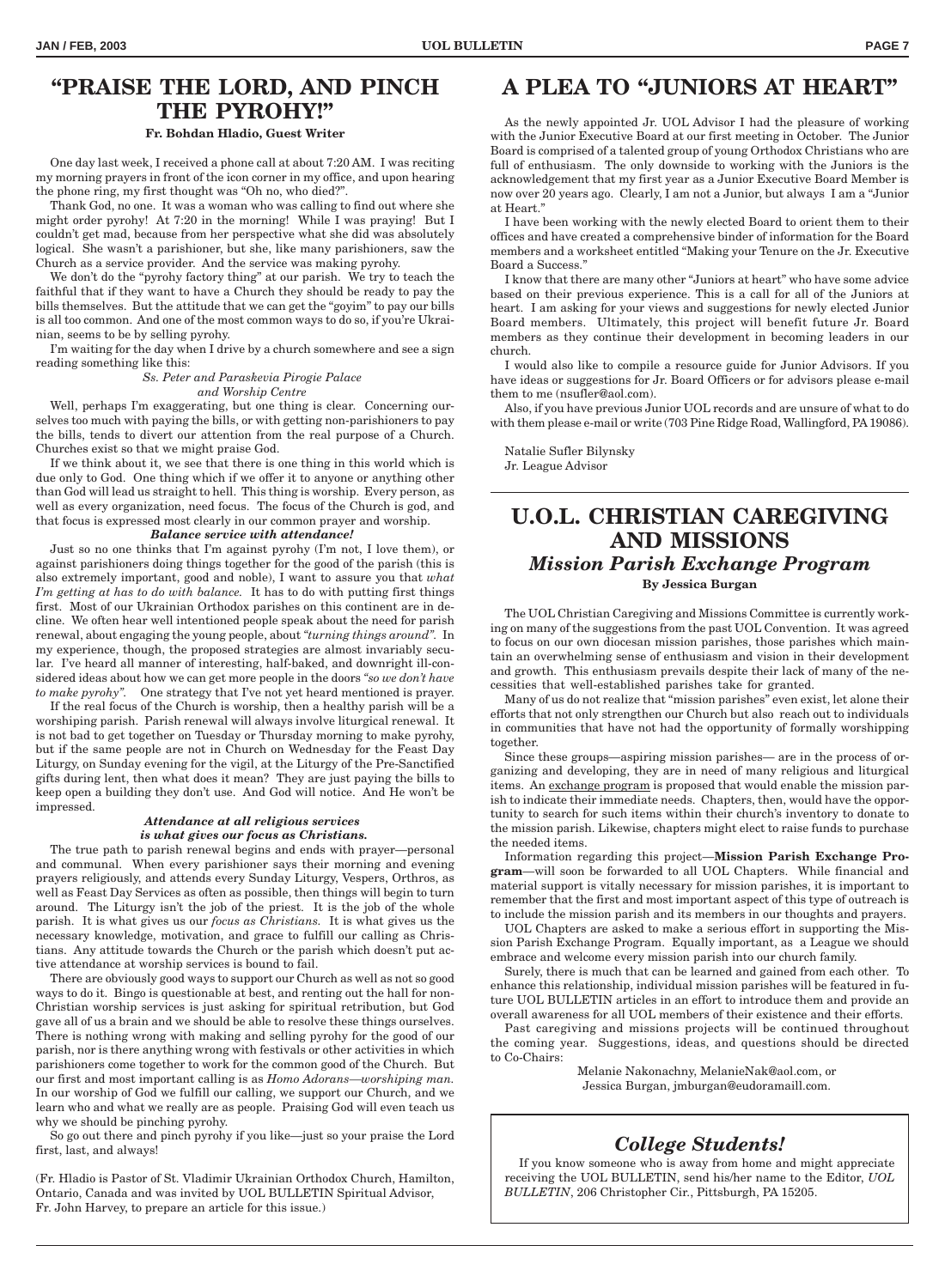# "PRAISE THE LORD, AND PINCH THE PYROHY!"

**Fr. Bohdan Hladio, Guest Writer**

One day last week, I received a phone call at about 7:20 AM. I was reciting my morning prayers in front of the icon corner in my office, and upon hearing the phone ring, my first thought was "Oh no, who died?".

Thank God, no one. It was a woman who was calling to find out where she might order pyrohy! At 7:20 in the morning! While I was praying! But I couldn't get mad, because from her perspective what she did was absolutely logical. She wasn't a parishioner, but she, like many parishioners, saw the Church as a service provider. And the service was making pyrohy.

We don't do the "pyrohy factory thing" at our parish. We try to teach the faithful that if they want to have a Church they should be ready to pay the bills themselves. But the attitude that we can get the "goyim" to pay our bills is all too common. And one of the most common ways to do so, if you're Ukrainian, seems to be by selling pyrohy.

I'm waiting for the day when I drive by a church somewhere and see a sign reading something like this:

*Ss. Peter and Paraskevia Pirogie Palace*
*and Worship Centre*

Well, perhaps I'm exaggerating, but one thing is clear. Concerning ourselves too much with paying the bills, or with getting non-parishioners to pay the bills, tends to divert our attention from the real purpose of a Church. Churches exist so that we might praise God.

If we think about it, we see that there is one thing in this world which is due only to God. One thing which if we offer it to anyone or anything other than God will lead us straight to hell. This thing is worship. Every person, as well as every organization, need focus. The focus of the Church is god, and that focus is expressed most clearly in our common prayer and worship.

***Balance service with attendance!***

Just so no one thinks that I'm against pyrohy (I'm not, I love them), or against parishioners doing things together for the good of the parish (this is also extremely important, good and noble), I want to assure you that *what I'm getting at has to do with balance.* It has to do with putting first things first. Most of our Ukrainian Orthodox parishes on this continent are in decline. We often hear well intentioned people speak about the need for parish renewal, about engaging the young people, about *"turning things around"*. In my experience, though, the proposed strategies are almost invariably secular. I've heard all manner of interesting, half-baked, and downright ill-considered ideas about how we can get more people in the doors *"so we don't have to make pyrohy"*. One strategy that I've not yet heard mentioned is prayer.

If the real focus of the Church is worship, then a healthy parish will be a worshiping parish. Parish renewal will always involve liturgical renewal. It is not bad to get together on Tuesday or Thursday morning to make pyrohy, but if the same people are not in Church on Wednesday for the Feast Day Liturgy, on Sunday evening for the vigil, at the Liturgy of the Pre-Sanctified gifts during lent, then what does it mean? They are just paying the bills to keep open a building they don't use. And God will notice. And He won't be impressed.

***Attendance at all religious services is what gives our focus as Christians.***

The true path to parish renewal begins and ends with prayer—personal and communal. When every parishioner says their morning and evening prayers religiously, and attends every Sunday Liturgy, Vespers, Orthros, as well as Feast Day Services as often as possible, then things will begin to turn around. The Liturgy isn't the job of the priest. It is the job of the whole parish. It is what gives us our *focus as Christians.* It is what gives us the necessary knowledge, motivation, and grace to fulfill our calling as Christians. Any attitude towards the Church or the parish which doesn't put active attendance at worship services is bound to fail.

There are obviously good ways to support our Church as well as not so good ways to do it. Bingo is questionable at best, and renting out the hall for non-Christian worship services is just asking for spiritual retribution, but God gave all of us a brain and we should be able to resolve these things ourselves. There is nothing wrong with making and selling pyrohy for the good of our parish, nor is there anything wrong with festivals or other activities in which parishioners come together to work for the common good of the Church. But our first and most important calling is as *Homo Adorans—worshiping man.* In our worship of God we fulfill our calling, we support our Church, and we learn who and what we really are as people. Praising God will even teach us why we should be pinching pyrohy.

So go out there and pinch pyrohy if you like—just so your praise the Lord first, last, and always!

(Fr. Hladio is Pastor of St. Vladimir Ukrainian Orthodox Church, Hamilton, Ontario, Canada and was invited by UOL BULLETIN Spiritual Advisor, Fr. John Harvey, to prepare an article for this issue.)

# A PLEA TO "JUNIORS AT HEART"

As the newly appointed Jr. UOL Advisor I had the pleasure of working with the Junior Executive Board at our first meeting in October. The Junior Board is comprised of a talented group of young Orthodox Christians who are full of enthusiasm. The only downside to working with the Juniors is the acknowledgement that my first year as a Junior Executive Board Member is now over 20 years ago. Clearly, I am not a Junior, but always I am a "Junior at Heart."

I have been working with the newly elected Board to orient them to their offices and have created a comprehensive binder of information for the Board members and a worksheet entitled "Making your Tenure on the Jr. Executive Board a Success."

I know that there are many other "Juniors at heart" who have some advice based on their previous experience. This is a call for all of the Juniors at heart. I am asking for your views and suggestions for newly elected Junior Board members. Ultimately, this project will benefit future Jr. Board members as they continue their development in becoming leaders in our church.

I would also like to compile a resource guide for Junior Advisors. If you have ideas or suggestions for Jr. Board Officers or for advisors please e-mail them to me (nsufler@aol.com).

Also, if you have previous Junior UOL records and are unsure of what to do with them please e-mail or write (703 Pine Ridge Road, Wallingford, PA 19086).

Natalie Sufler Bilynsky
Jr. League Advisor

# U.O.L. CHRISTIAN CAREGIVING AND MISSIONS

## *Mission Parish Exchange Program*

**By Jessica Burgan**

The UOL Christian Caregiving and Missions Committee is currently working on many of the suggestions from the past UOL Convention. It was agreed to focus on our own diocesan mission parishes, those parishes which maintain an overwhelming sense of enthusiasm and vision in their development and growth. This enthusiasm prevails despite their lack of many of the necessities that well-established parishes take for granted.

Many of us do not realize that "mission parishes" even exist, let alone their efforts that not only strengthen our Church but also reach out to individuals in communities that have not had the opportunity of formally worshipping together.

Since these groups—aspiring mission parishes— are in the process of organizing and developing, they are in need of many religious and liturgical items. An exchange program is proposed that would enable the mission parish to indicate their immediate needs. Chapters, then, would have the opportunity to search for such items within their church's inventory to donate to the mission parish. Likewise, chapters might elect to raise funds to purchase the needed items.

Information regarding this project—**Mission Parish Exchange Program**—will soon be forwarded to all UOL Chapters. While financial and material support is vitally necessary for mission parishes, it is important to remember that the first and most important aspect of this type of outreach is to include the mission parish and its members in our thoughts and prayers.

UOL Chapters are asked to make a serious effort in supporting the Mission Parish Exchange Program. Equally important, as a League we should embrace and welcome every mission parish into our church family.

Surely, there is much that can be learned and gained from each other. To enhance this relationship, individual mission parishes will be featured in future UOL BULLETIN articles in an effort to introduce them and provide an overall awareness for all UOL members of their existence and their efforts.

Past caregiving and missions projects will be continued throughout the coming year. Suggestions, ideas, and questions should be directed to Co-Chairs:

Melanie Nakonachny, MelanieNak@aol.com, or
Jessica Burgan, jmburgan@eudoramaill.com.

## *College Students!*

If you know someone who is away from home and might appreciate receiving the UOL BULLETIN, send his/her name to the Editor, *UOL BULLETIN*, 206 Christopher Cir., Pittsburgh, PA 15205.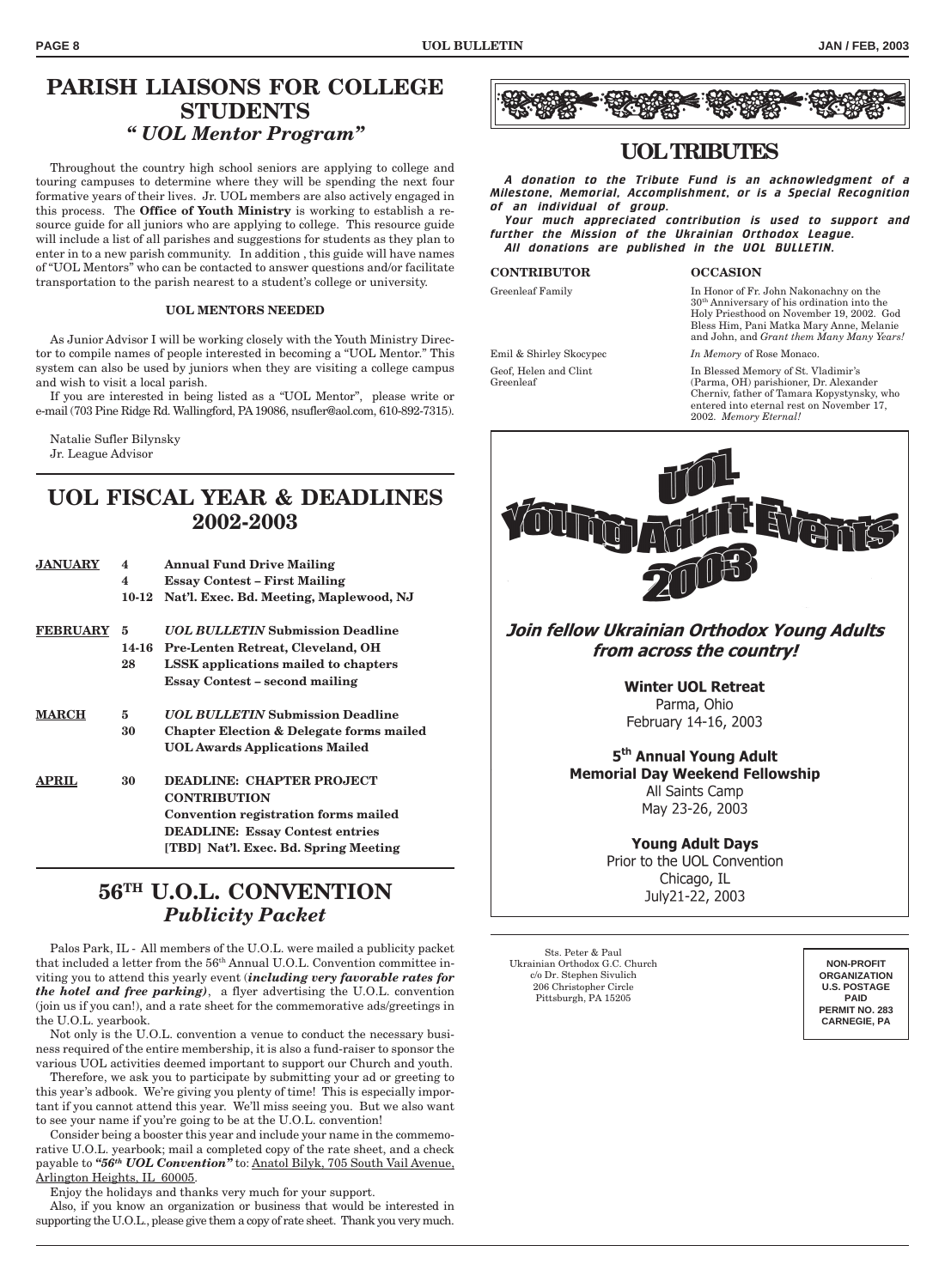# PARISH LIAISONS FOR COLLEGE STUDENTS
## *"UOL Mentor Program"*

Throughout the country high school seniors are applying to college and touring campuses to determine where they will be spending the next four formative years of their lives. Jr. UOL members are also actively engaged in this process. The **Office of Youth Ministry** is working to establish a resource guide for all juniors who are applying to college. This resource guide will include a list of all parishes and suggestions for students as they plan to enter in to a new parish community. In addition , this guide will have names of "UOL Mentors" who can be contacted to answer questions and/or facilitate transportation to the parish nearest to a student's college or university.

**UOL MENTORS NEEDED**

As Junior Advisor I will be working closely with the Youth Ministry Director to compile names of people interested in becoming a "UOL Mentor." This system can also be used by juniors when they are visiting a college campus and wish to visit a local parish.

If you are interested in being listed as a "UOL Mentor", please write or e-mail (703 Pine Ridge Rd. Wallingford, PA 19086, nsufler@aol.com, 610-892-7315).

Natalie Sufler Bilynsky
Jr. League Advisor

# UOL FISCAL YEAR & DEADLINES 2002-2003

| | | |
|---|---|---|
| **JANUARY** | **4** | **Annual Fund Drive Mailing** |
| | **4** | **Essay Contest – First Mailing** |
| | **10-12** | **Nat'l. Exec. Bd. Meeting, Maplewood, NJ** |
| **FEBRUARY** | **5** | ***UOL BULLETIN* Submission Deadline** |
| | **14-16** | **Pre-Lenten Retreat, Cleveland, OH** |
| | **28** | **LSSK applications mailed to chapters** |
| | | **Essay Contest – second mailing** |
| **MARCH** | **5** | ***UOL BULLETIN* Submission Deadline** |
| | **30** | **Chapter Election & Delegate forms mailed** |
| | | **UOL Awards Applications Mailed** |
| **APRIL** | **30** | **DEADLINE: CHAPTER PROJECT CONTRIBUTION** |
| | | **Convention registration forms mailed** |
| | | **DEADLINE: Essay Contest entries** |
| | | **[TBD] Nat'l. Exec. Bd. Spring Meeting** |

# 56TH U.O.L. CONVENTION
## *Publicity Packet*

Palos Park, IL - All members of the U.O.L. were mailed a publicity packet that included a letter from the 56th Annual U.O.L. Convention committee inviting you to attend this yearly event (***including very favorable rates for the hotel and free parking)***, a flyer advertising the U.O.L. convention (join us if you can!), and a rate sheet for the commemorative ads/greetings in the U.O.L. yearbook.

Not only is the U.O.L. convention a venue to conduct the necessary business required of the entire membership, it is also a fund-raiser to sponsor the various UOL activities deemed important to support our Church and youth.

Therefore, we ask you to participate by submitting your ad or greeting to this year's adbook. We're giving you plenty of time! This is especially important if you cannot attend this year. We'll miss seeing you. But we also want to see your name if you're going to be at the U.O.L. convention!

Consider being a booster this year and include your name in the commemorative U.O.L. yearbook; mail a completed copy of the rate sheet, and a check payable to ***"56th UOL Convention"*** to: Anatol Bilyk, 705 South Vail Avenue, Arlington Heights, IL 60005.

Enjoy the holidays and thanks very much for your support.

Also, if you know an organization or business that would be interested in supporting the U.O.L., please give them a copy of rate sheet. Thank you very much.

# UOL TRIBUTES

***A donation to the Tribute Fund is an acknowledgment of a Milestone, Memorial, Accomplishment, or is a Special Recognition of an individual of group.***

***Your much appreciated contribution is used to support and further the Mission of the Ukrainian Orthodox League.***

***All donations are published in the UOL BULLETIN.***

| CONTRIBUTOR | OCCASION |
|---|---|
| Greenleaf Family | In Honor of Fr. John Nakonachny on the 30th Anniversary of his ordination into the Holy Priesthood on November 19, 2002. God Bless Him, Pani Matka Mary Anne, Melanie and John, and *Grant them Many Many Years!* |
| Emil & Shirley Skocypec | *In Memory* of Rose Monaco. |
| Geof, Helen and Clint Greenleaf | In Blessed Memory of St. Vladimir's (Parma, OH) parishioner, Dr. Alexander Cherniv, father of Tamara Kopystynsky, who entered into eternal rest on November 17, 2002. *Memory Eternal!* |

# UOL Young Adult Events 2003

***Join fellow Ukrainian Orthodox Young Adults from across the country!***

**Winter UOL Retreat**
Parma, Ohio
February 14-16, 2003

**5th Annual Young Adult Memorial Day Weekend Fellowship**
All Saints Camp
May 23-26, 2003

**Young Adult Days**
Prior to the UOL Convention
Chicago, IL
July21-22, 2003

Sts. Peter & Paul
Ukrainian Orthodox G.C. Church
c/o Dr. Stephen Sivulich
206 Christopher Circle
Pittsburgh, PA 15205

NON-PROFIT ORGANIZATION
U.S. POSTAGE PAID
PERMIT NO. 283
CARNEGIE, PA